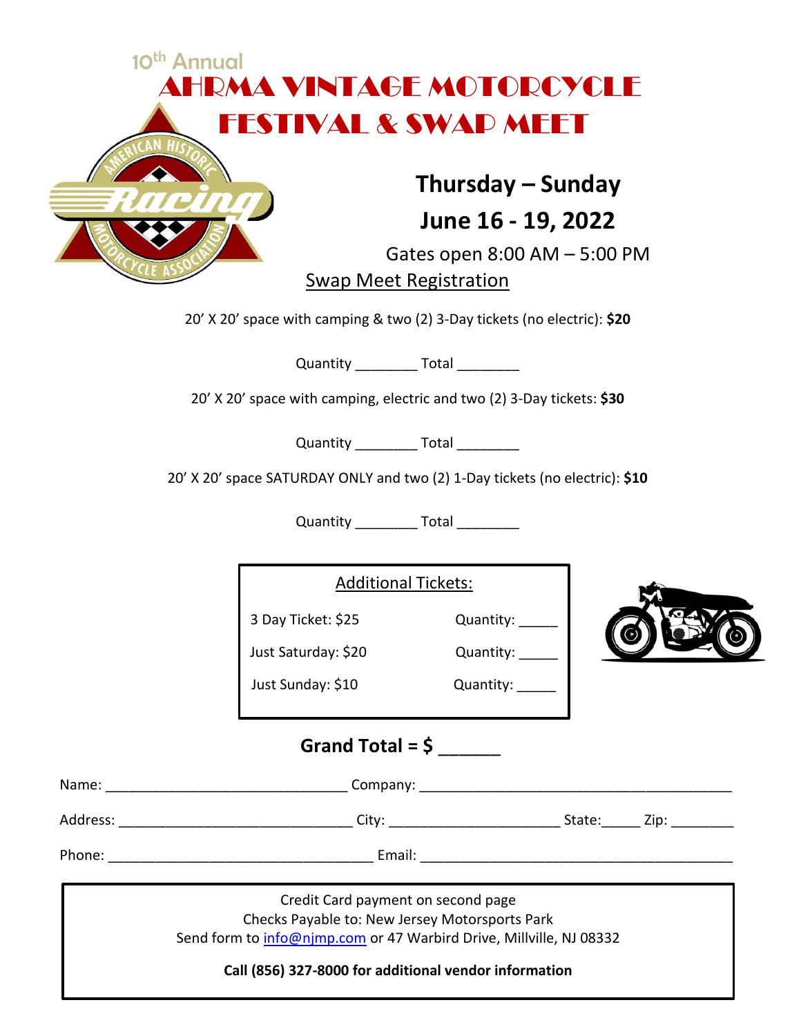10th Annual

# AHRMA VINTAGE MOTORCYCLE FESTIVAL & SWAP MEET

## Thursday – Sunday
## June 16 - 19, 2022

Gates open 8:00 AM – 5:00 PM

Swap Meet Registration

20' X 20' space with camping & two (2) 3-Day tickets (no electric): **$20**

Quantity ________ Total ________

20' X 20' space with camping, electric and two (2) 3-Day tickets: **$30**

Quantity ________ Total ________

20' X 20' space SATURDAY ONLY and two (2) 1-Day tickets (no electric): **$10**

Quantity ________ Total ________

Additional Tickets:

| | |
|---|---|
| 3 Day Ticket: $25 | Quantity: _____ |
| Just Saturday: $20 | Quantity: _____ |
| Just Sunday: $10 | Quantity: _____ |

**Grand Total = $ ______**

Name: ______________________________ Company: ________________________________________

Address: _____________________________ City: _____________________ State:_____ Zip: ________

Phone: __________________________________ Email: ________________________________________

Credit Card payment on second page
Checks Payable to: New Jersey Motorsports Park
Send form to info@njmp.com or 47 Warbird Drive, Millville, NJ 08332

**Call (856) 327-8000 for additional vendor information**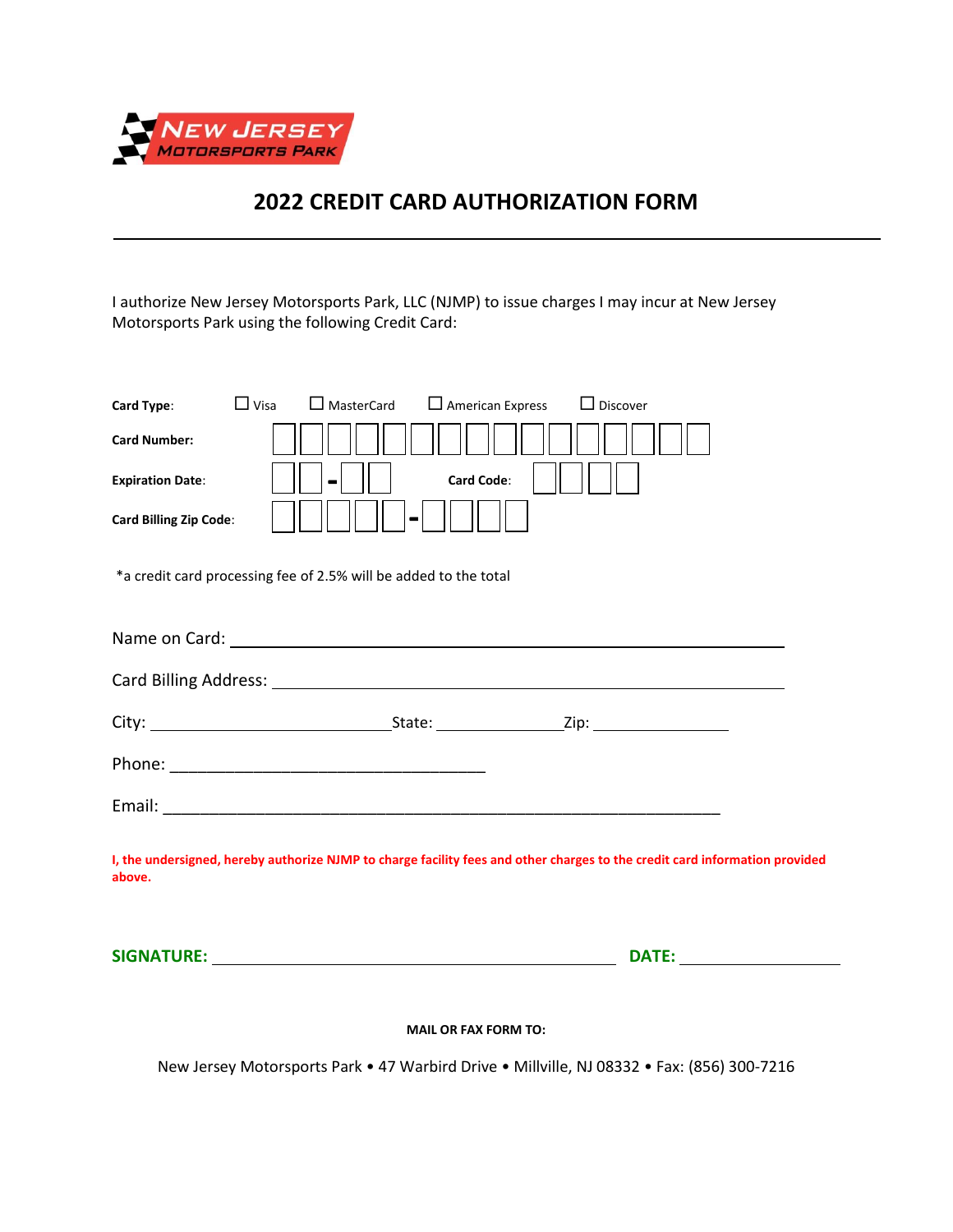NEW JERSEY MOTORSPORTS PARK

# 2022 CREDIT CARD AUTHORIZATION FORM

I authorize New Jersey Motorsports Park, LLC (NJMP) to issue charges I may incur at New Jersey Motorsports Park using the following Credit Card:

**Card Type**: ☐ Visa ☐ MasterCard ☐ American Express ☐ Discover

**Card Number**: ☐☐☐☐☐☐☐☐☐☐☐☐☐☐☐☐

**Expiration Date**: ☐☐ - ☐☐ **Card Code**: ☐☐☐☐

**Card Billing Zip Code**: ☐☐☐☐☐ - ☐☐☐☐

*a credit card processing fee of 2.5% will be added to the total

Name on Card: ____________________

Card Billing Address: ____________________

City: ____________________ State: ____________________ Zip: ____________________

Phone: ____________________

Email: ____________________

**I, the undersigned, hereby authorize NJMP to charge facility fees and other charges to the credit card information provided above.**

**SIGNATURE:** ____________________ **DATE:** ____________________

**MAIL OR FAX FORM TO:**

New Jersey Motorsports Park • 47 Warbird Drive • Millville, NJ 08332 • Fax: (856) 300-7216